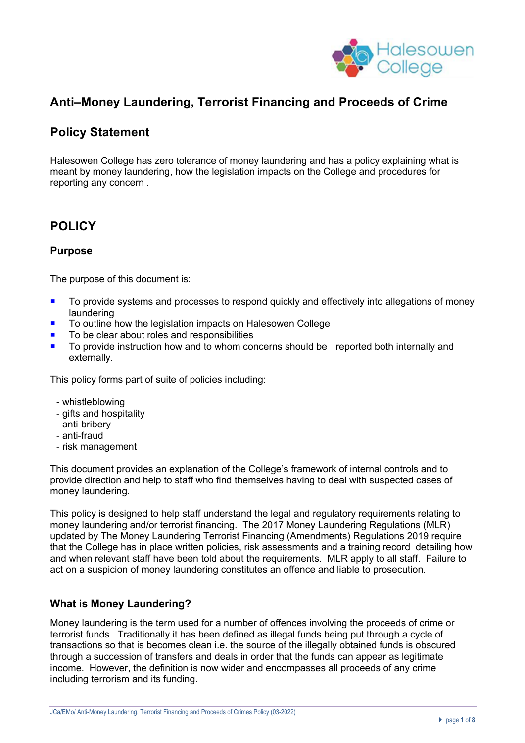# Anti–Money Laundering, Terrorist Financing and Proceeds of Crime

## Policy Statement

Halesowen College has zero tolerance of money laundering and has a policy explaining what is meant by money laundering, how the legislation impacts on the College and procedures for reporting any concern .

## POLICY

### Purpose

The purpose of this document is:

- To provide systems and processes to respond quickly and effectively into allegations of money laundering
- To outline how the legislation impacts on Halesowen College
- To be clear about roles and responsibilities
- To provide instruction how and to whom concerns should be reported both internally and externally.

This policy forms part of suite of policies including:

- whistleblowing
- gifts and hospitality
- anti-bribery
- anti-fraud
- risk management

This document provides an explanation of the College's framework of internal controls and to provide direction and help to staff who find themselves having to deal with suspected cases of money laundering.

This policy is designed to help staff understand the legal and regulatory requirements relating to money laundering and/or terrorist financing. The 2017 Money Laundering Regulations (MLR) updated by The Money Laundering Terrorist Financing (Amendments) Regulations 2019 require that the College has in place written policies, risk assessments and a training record detailing how and when relevant staff have been told about the requirements. MLR apply to all staff. Failure to act on a suspicion of money laundering constitutes an offence and liable to prosecution.

### What is Money Laundering?

Money laundering is the term used for a number of offences involving the proceeds of crime or terrorist funds. Traditionally it has been defined as illegal funds being put through a cycle of transactions so that is becomes clean i.e. the source of the illegally obtained funds is obscured through a succession of transfers and deals in order that the funds can appear as legitimate income. However, the definition is now wider and encompasses all proceeds of any crime including terrorism and its funding.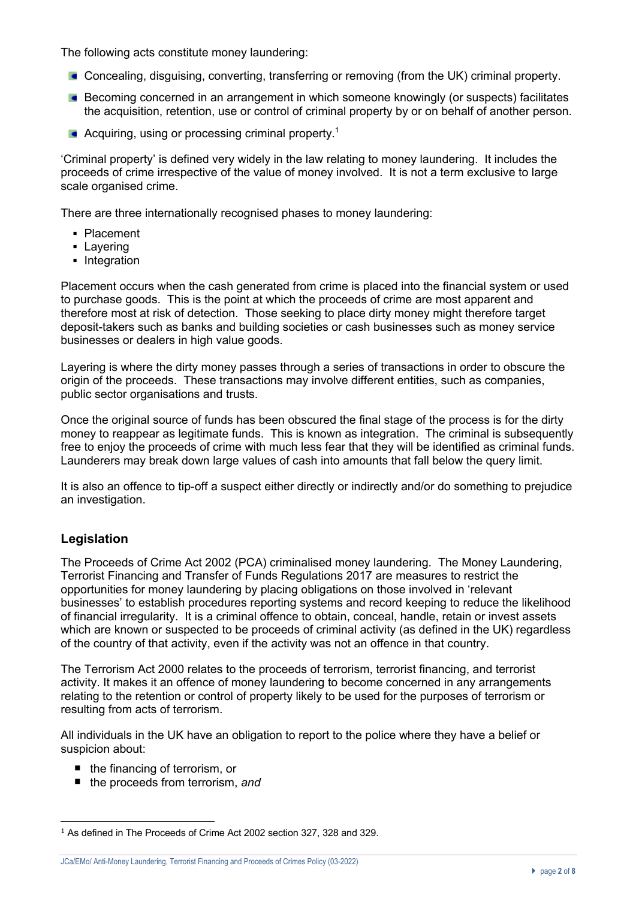The following acts constitute money laundering:

- Concealing, disguising, converting, transferring or removing (from the UK) criminal property.
- Becoming concerned in an arrangement in which someone knowingly (or suspects) facilitates the acquisition, retention, use or control of criminal property by or on behalf of another person.
- Acquiring, using or processing criminal property.[1]

'Criminal property' is defined very widely in the law relating to money laundering. It includes the proceeds of crime irrespective of the value of money involved. It is not a term exclusive to large scale organised crime.

There are three internationally recognised phases to money laundering:

- Placement
- Layering
- Integration

Placement occurs when the cash generated from crime is placed into the financial system or used to purchase goods. This is the point at which the proceeds of crime are most apparent and therefore most at risk of detection. Those seeking to place dirty money might therefore target deposit-takers such as banks and building societies or cash businesses such as money service businesses or dealers in high value goods.

Layering is where the dirty money passes through a series of transactions in order to obscure the origin of the proceeds. These transactions may involve different entities, such as companies, public sector organisations and trusts.

Once the original source of funds has been obscured the final stage of the process is for the dirty money to reappear as legitimate funds. This is known as integration. The criminal is subsequently free to enjoy the proceeds of crime with much less fear that they will be identified as criminal funds. Launderers may break down large values of cash into amounts that fall below the query limit.

It is also an offence to tip-off a suspect either directly or indirectly and/or do something to prejudice an investigation.

## Legislation

The Proceeds of Crime Act 2002 (PCA) criminalised money laundering. The Money Laundering, Terrorist Financing and Transfer of Funds Regulations 2017 are measures to restrict the opportunities for money laundering by placing obligations on those involved in 'relevant businesses' to establish procedures reporting systems and record keeping to reduce the likelihood of financial irregularity. It is a criminal offence to obtain, conceal, handle, retain or invest assets which are known or suspected to be proceeds of criminal activity (as defined in the UK) regardless of the country of that activity, even if the activity was not an offence in that country.

The Terrorism Act 2000 relates to the proceeds of terrorism, terrorist financing, and terrorist activity. It makes it an offence of money laundering to become concerned in any arrangements relating to the retention or control of property likely to be used for the purposes of terrorism or resulting from acts of terrorism.

All individuals in the UK have an obligation to report to the police where they have a belief or suspicion about:

- the financing of terrorism, or
- the proceeds from terrorism, *and*

[1] As defined in The Proceeds of Crime Act 2002 section 327, 328 and 329.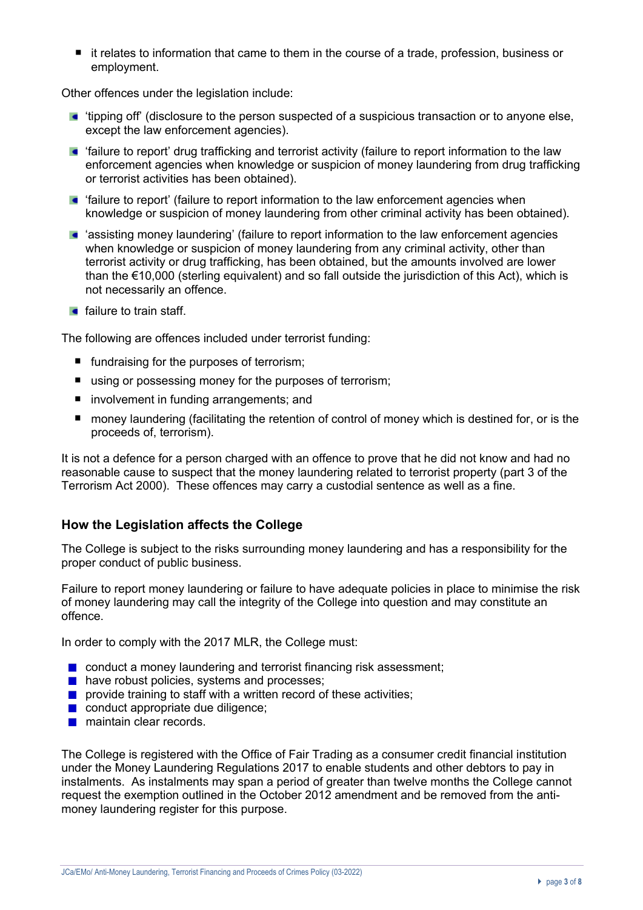- it relates to information that came to them in the course of a trade, profession, business or employment.

Other offences under the legislation include:

- 'tipping off' (disclosure to the person suspected of a suspicious transaction or to anyone else, except the law enforcement agencies).
- 'failure to report' drug trafficking and terrorist activity (failure to report information to the law enforcement agencies when knowledge or suspicion of money laundering from drug trafficking or terrorist activities has been obtained).
- 'failure to report' (failure to report information to the law enforcement agencies when knowledge or suspicion of money laundering from other criminal activity has been obtained).
- 'assisting money laundering' (failure to report information to the law enforcement agencies when knowledge or suspicion of money laundering from any criminal activity, other than terrorist activity or drug trafficking, has been obtained, but the amounts involved are lower than the €10,000 (sterling equivalent) and so fall outside the jurisdiction of this Act), which is not necessarily an offence.
- failure to train staff.

The following are offences included under terrorist funding:

- fundraising for the purposes of terrorism;
- using or possessing money for the purposes of terrorism;
- involvement in funding arrangements; and
- money laundering (facilitating the retention of control of money which is destined for, or is the proceeds of, terrorism).

It is not a defence for a person charged with an offence to prove that he did not know and had no reasonable cause to suspect that the money laundering related to terrorist property (part 3 of the Terrorism Act 2000). These offences may carry a custodial sentence as well as a fine.

## How the Legislation affects the College

The College is subject to the risks surrounding money laundering and has a responsibility for the proper conduct of public business.

Failure to report money laundering or failure to have adequate policies in place to minimise the risk of money laundering may call the integrity of the College into question and may constitute an offence.

In order to comply with the 2017 MLR, the College must:

- conduct a money laundering and terrorist financing risk assessment;
- have robust policies, systems and processes;
- provide training to staff with a written record of these activities;
- conduct appropriate due diligence;
- maintain clear records.

The College is registered with the Office of Fair Trading as a consumer credit financial institution under the Money Laundering Regulations 2017 to enable students and other debtors to pay in instalments. As instalments may span a period of greater than twelve months the College cannot request the exemption outlined in the October 2012 amendment and be removed from the anti-money laundering register for this purpose.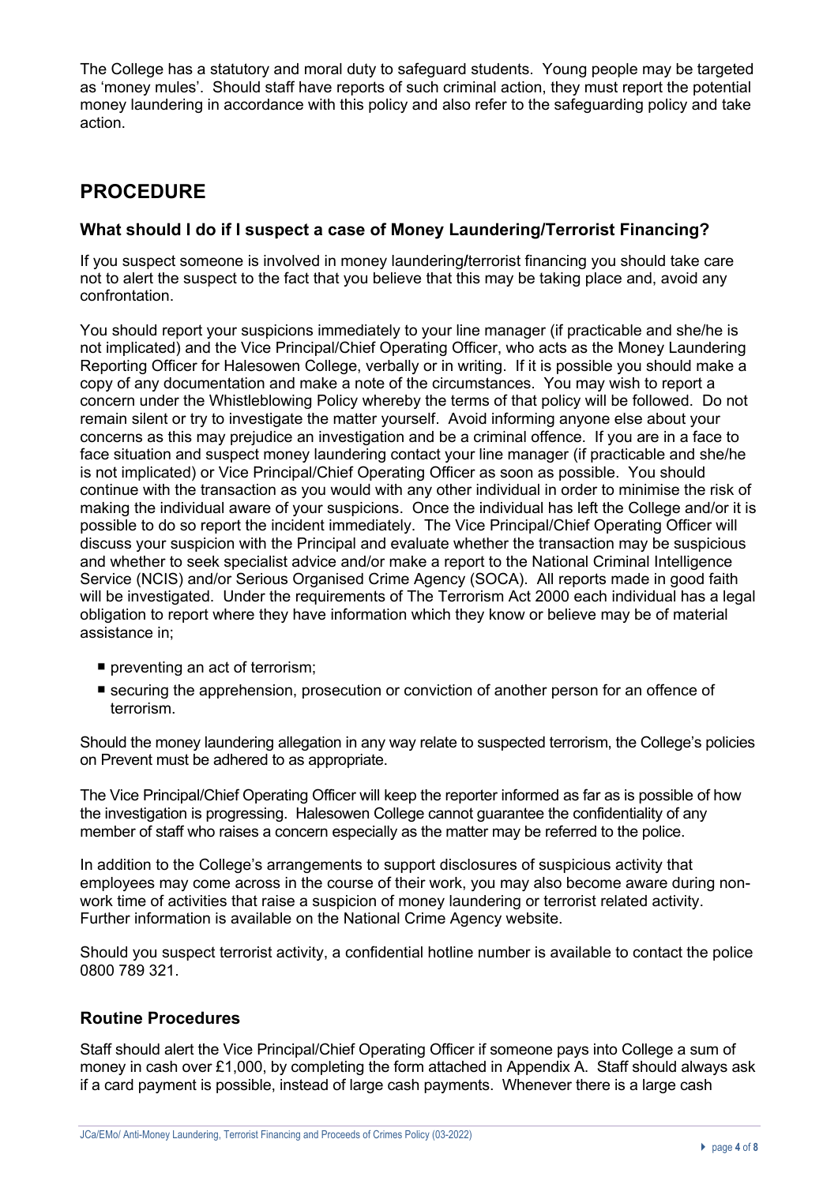The College has a statutory and moral duty to safeguard students. Young people may be targeted as 'money mules'. Should staff have reports of such criminal action, they must report the potential money laundering in accordance with this policy and also refer to the safeguarding policy and take action.

# PROCEDURE

## What should I do if I suspect a case of Money Laundering/Terrorist Financing?

If you suspect someone is involved in money laundering/terrorist financing you should take care not to alert the suspect to the fact that you believe that this may be taking place and, avoid any confrontation.

You should report your suspicions immediately to your line manager (if practicable and she/he is not implicated) and the Vice Principal/Chief Operating Officer, who acts as the Money Laundering Reporting Officer for Halesowen College, verbally or in writing. If it is possible you should make a copy of any documentation and make a note of the circumstances. You may wish to report a concern under the Whistleblowing Policy whereby the terms of that policy will be followed. Do not remain silent or try to investigate the matter yourself. Avoid informing anyone else about your concerns as this may prejudice an investigation and be a criminal offence. If you are in a face to face situation and suspect money laundering contact your line manager (if practicable and she/he is not implicated) or Vice Principal/Chief Operating Officer as soon as possible. You should continue with the transaction as you would with any other individual in order to minimise the risk of making the individual aware of your suspicions. Once the individual has left the College and/or it is possible to do so report the incident immediately. The Vice Principal/Chief Operating Officer will discuss your suspicion with the Principal and evaluate whether the transaction may be suspicious and whether to seek specialist advice and/or make a report to the National Criminal Intelligence Service (NCIS) and/or Serious Organised Crime Agency (SOCA). All reports made in good faith will be investigated. Under the requirements of The Terrorism Act 2000 each individual has a legal obligation to report where they have information which they know or believe may be of material assistance in;

- preventing an act of terrorism;
- securing the apprehension, prosecution or conviction of another person for an offence of terrorism.

Should the money laundering allegation in any way relate to suspected terrorism, the College's policies on Prevent must be adhered to as appropriate.

The Vice Principal/Chief Operating Officer will keep the reporter informed as far as is possible of how the investigation is progressing. Halesowen College cannot guarantee the confidentiality of any member of staff who raises a concern especially as the matter may be referred to the police.

In addition to the College's arrangements to support disclosures of suspicious activity that employees may come across in the course of their work, you may also become aware during non-work time of activities that raise a suspicion of money laundering or terrorist related activity. Further information is available on the National Crime Agency website.

Should you suspect terrorist activity, a confidential hotline number is available to contact the police 0800 789 321.

## Routine Procedures

Staff should alert the Vice Principal/Chief Operating Officer if someone pays into College a sum of money in cash over £1,000, by completing the form attached in Appendix A. Staff should always ask if a card payment is possible, instead of large cash payments. Whenever there is a large cash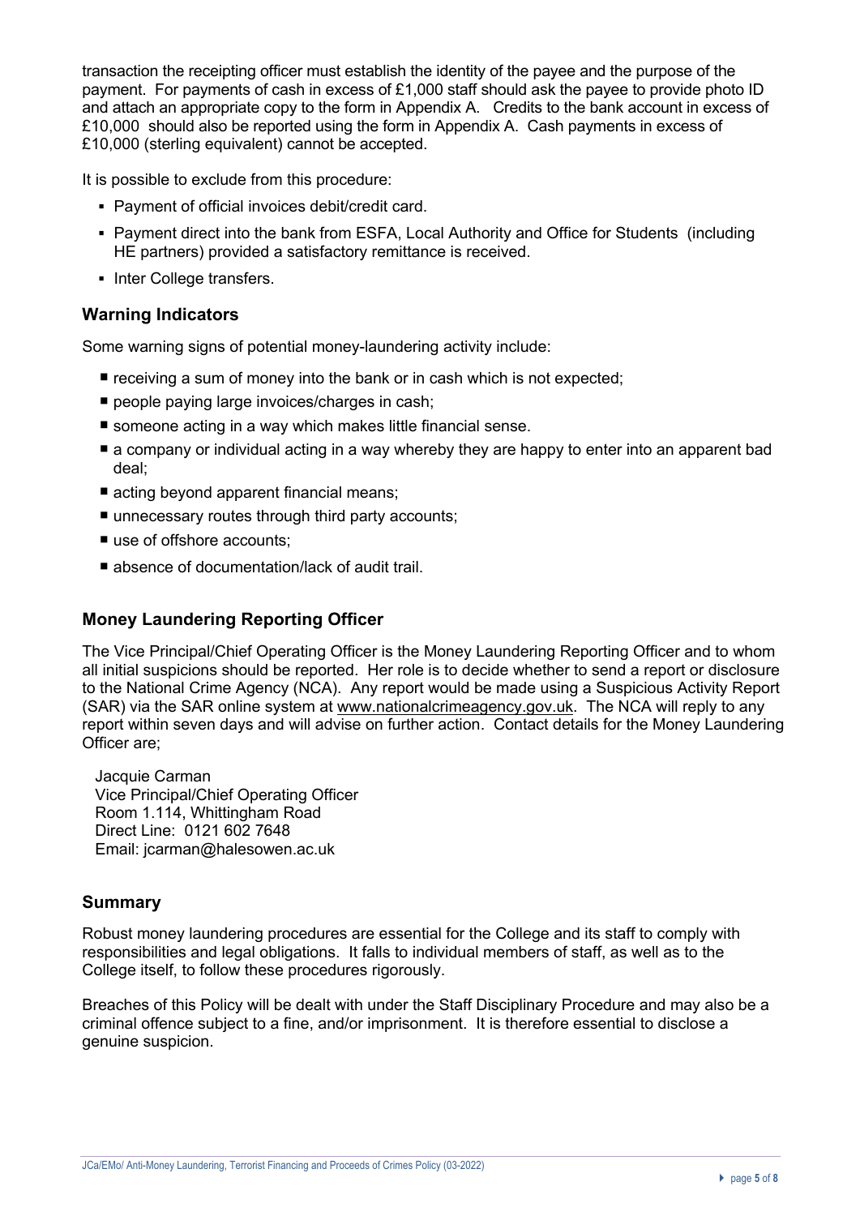transaction the receipting officer must establish the identity of the payee and the purpose of the payment. For payments of cash in excess of £1,000 staff should ask the payee to provide photo ID and attach an appropriate copy to the form in Appendix A. Credits to the bank account in excess of £10,000 should also be reported using the form in Appendix A. Cash payments in excess of £10,000 (sterling equivalent) cannot be accepted.

It is possible to exclude from this procedure:

- Payment of official invoices debit/credit card.
- Payment direct into the bank from ESFA, Local Authority and Office for Students (including HE partners) provided a satisfactory remittance is received.
- Inter College transfers.

## Warning Indicators

Some warning signs of potential money-laundering activity include:

- receiving a sum of money into the bank or in cash which is not expected;
- people paying large invoices/charges in cash;
- someone acting in a way which makes little financial sense.
- a company or individual acting in a way whereby they are happy to enter into an apparent bad deal;
- acting beyond apparent financial means;
- unnecessary routes through third party accounts;
- use of offshore accounts;
- absence of documentation/lack of audit trail.

## Money Laundering Reporting Officer

The Vice Principal/Chief Operating Officer is the Money Laundering Reporting Officer and to whom all initial suspicions should be reported. Her role is to decide whether to send a report or disclosure to the National Crime Agency (NCA). Any report would be made using a Suspicious Activity Report (SAR) via the SAR online system at www.nationalcrimeagency.gov.uk. The NCA will reply to any report within seven days and will advise on further action. Contact details for the Money Laundering Officer are;

Jacquie Carman
Vice Principal/Chief Operating Officer
Room 1.114, Whittingham Road
Direct Line: 0121 602 7648
Email: jcarman@halesowen.ac.uk

## Summary

Robust money laundering procedures are essential for the College and its staff to comply with responsibilities and legal obligations. It falls to individual members of staff, as well as to the College itself, to follow these procedures rigorously.

Breaches of this Policy will be dealt with under the Staff Disciplinary Procedure and may also be a criminal offence subject to a fine, and/or imprisonment. It is therefore essential to disclose a genuine suspicion.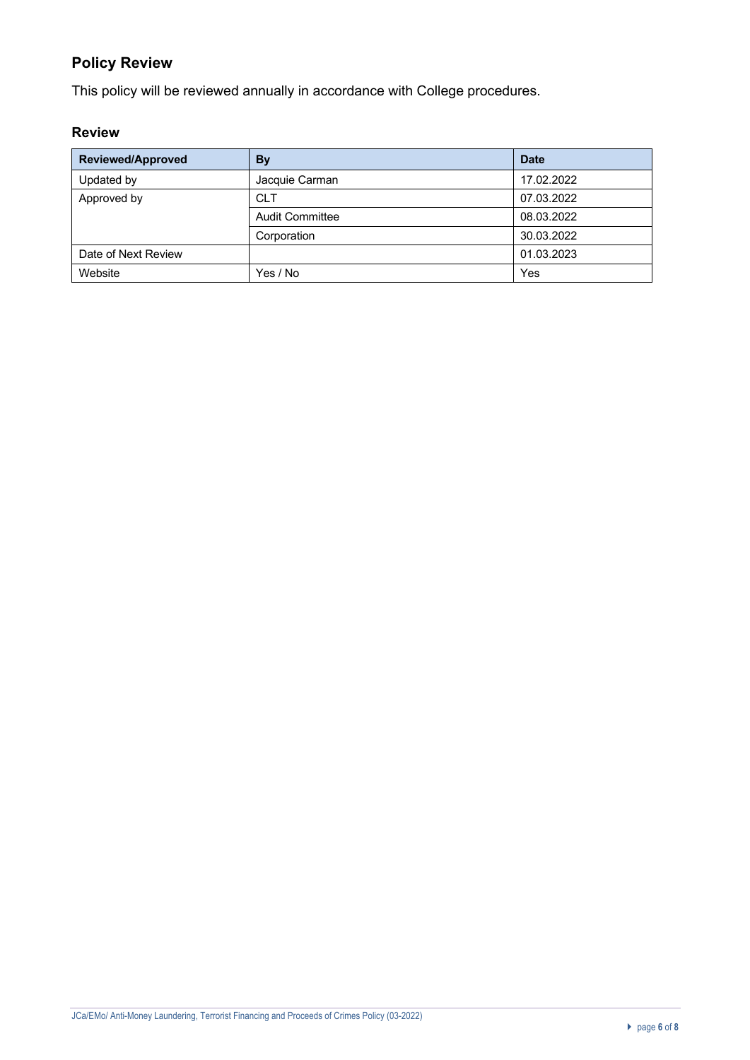## Policy Review

This policy will be reviewed annually in accordance with College procedures.

### Review

| Reviewed/Approved | By | Date |
|---|---|---|
| Updated by | Jacquie Carman | 17.02.2022 |
| Approved by | CLT | 07.03.2022 |
| | Audit Committee | 08.03.2022 |
| | Corporation | 30.03.2022 |
| Date of Next Review | | 01.03.2023 |
| Website | Yes / No | Yes |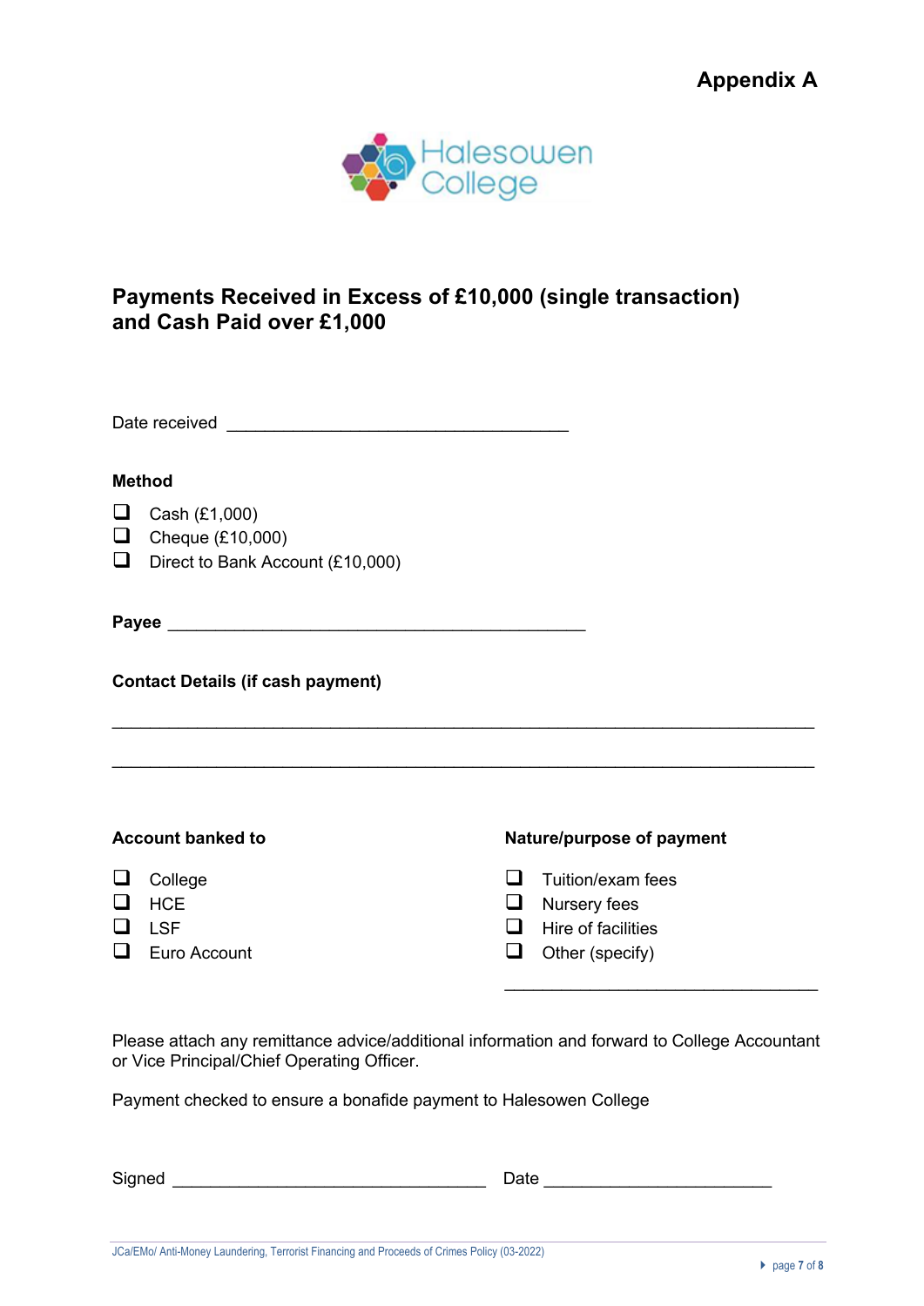**Appendix A**

Halesowen College

## Payments Received in Excess of £10,000 (single transaction) and Cash Paid over £1,000

Date received ____________________________________

**Method**

- ❑ Cash (£1,000)
- ❑ Cheque (£10,000)
- ❑ Direct to Bank Account (£10,000)

**Payee** ____________________________________________

**Contact Details (if cash payment)**

___________________________________________________________________________

___________________________________________________________________________

**Account banked to**

- ❑ College
- ❑ HCE
- ❑ LSF
- ❑ Euro Account

**Nature/purpose of payment**

- ❑ Tuition/exam fees
- ❑ Nursery fees
- ❑ Hire of facilities
- ❑ Other (specify)

_________________________________

Please attach any remittance advice/additional information and forward to College Accountant or Vice Principal/Chief Operating Officer.

Payment checked to ensure a bonafide payment to Halesowen College

Signed _________________________________ Date ________________________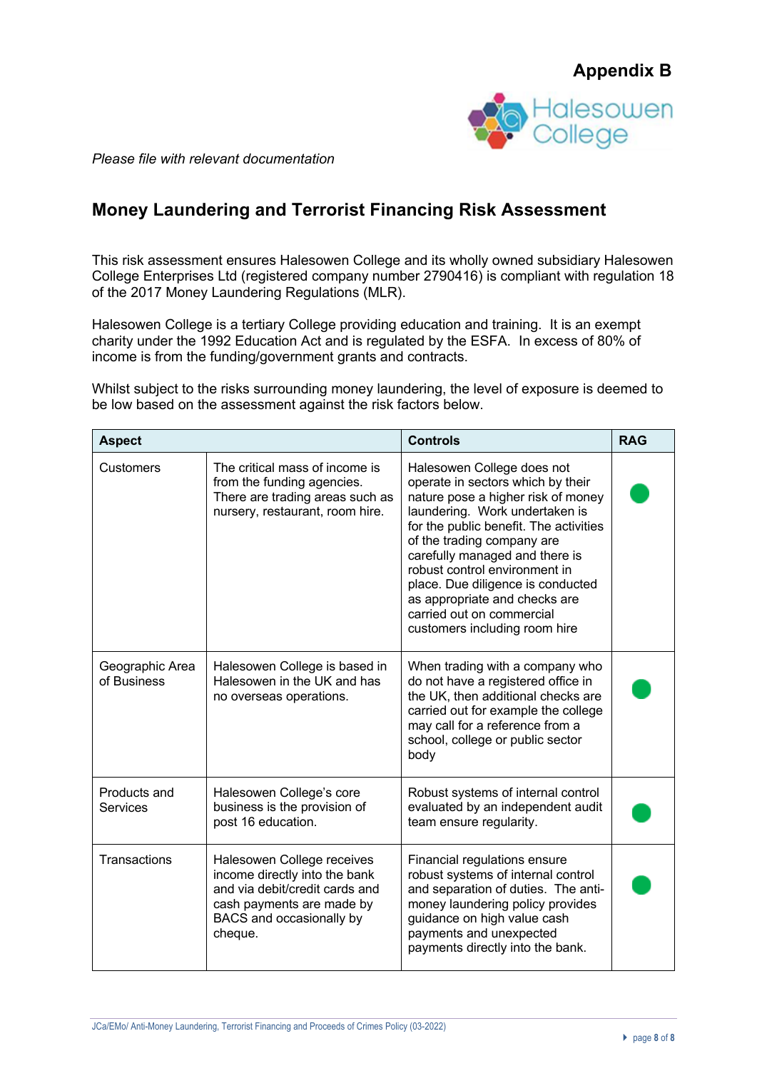**Appendix B**

*Please file with relevant documentation*

## Money Laundering and Terrorist Financing Risk Assessment

This risk assessment ensures Halesowen College and its wholly owned subsidiary Halesowen College Enterprises Ltd (registered company number 2790416) is compliant with regulation 18 of the 2017 Money Laundering Regulations (MLR).

Halesowen College is a tertiary College providing education and training. It is an exempt charity under the 1992 Education Act and is regulated by the ESFA. In excess of 80% of income is from the funding/government grants and contracts.

Whilst subject to the risks surrounding money laundering, the level of exposure is deemed to be low based on the assessment against the risk factors below.

| Aspect | | Controls | RAG |
|---|---|---|---|
| Customers | The critical mass of income is from the funding agencies. There are trading areas such as nursery, restaurant, room hire. | Halesowen College does not operate in sectors which by their nature pose a higher risk of money laundering. Work undertaken is for the public benefit. The activities of the trading company are carefully managed and there is robust control environment in place. Due diligence is conducted as appropriate and checks are carried out on commercial customers including room hire | Green |
| Geographic Area of Business | Halesowen College is based in Halesowen in the UK and has no overseas operations. | When trading with a company who do not have a registered office in the UK, then additional checks are carried out for example the college may call for a reference from a school, college or public sector body | Green |
| Products and Services | Halesowen College's core business is the provision of post 16 education. | Robust systems of internal control evaluated by an independent audit team ensure regularity. | Green |
| Transactions | Halesowen College receives income directly into the bank and via debit/credit cards and cash payments are made by BACS and occasionally by cheque. | Financial regulations ensure robust systems of internal control and separation of duties. The anti-money laundering policy provides guidance on high value cash payments and unexpected payments directly into the bank. | Green |